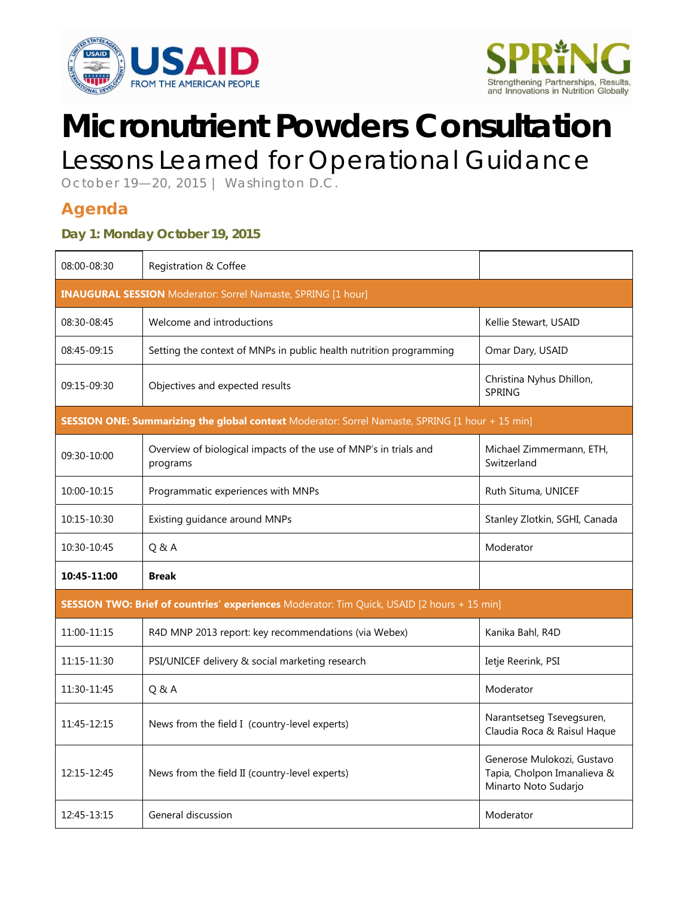# Micronutrient Powders Consultation

## Lessons Learned for Operational Guidance

October 19—20, 2015 | Washington D.C.

## Agenda

### Day 1: Monday October 19, 2015

| | | |
|---|---|---|
| 08:00-08:30 | Registration & Coffee | |
| **INAUGURAL SESSION** Moderator: Sorrel Namaste, SPRING [1 hour] | | |
| 08:30-08:45 | Welcome and introductions | Kellie Stewart, USAID |
| 08:45-09:15 | Setting the context of MNPs in public health nutrition programming | Omar Dary, USAID |
| 09:15-09:30 | Objectives and expected results | Christina Nyhus Dhillon, SPRING |
| **SESSION ONE: Summarizing the global context** Moderator: Sorrel Namaste, SPRING [1 hour + 15 min] | | |
| 09:30-10:00 | Overview of biological impacts of the use of MNP's in trials and programs | Michael Zimmermann, ETH, Switzerland |
| 10:00-10:15 | Programmatic experiences with MNPs | Ruth Situma, UNICEF |
| 10:15-10:30 | Existing guidance around MNPs | Stanley Zlotkin, SGHI, Canada |
| 10:30-10:45 | Q & A | Moderator |
| **10:45-11:00** | **Break** | |
| **SESSION TWO: Brief of countries' experiences** Moderator: Tim Quick, USAID [2 hours + 15 min] | | |
| 11:00-11:15 | R4D MNP 2013 report: key recommendations (via Webex) | Kanika Bahl, R4D |
| 11:15-11:30 | PSI/UNICEF delivery & social marketing research | Ietje Reerink, PSI |
| 11:30-11:45 | Q & A | Moderator |
| 11:45-12:15 | News from the field I (country-level experts) | Narantsetseg Tsevegsuren, Claudia Roca & Raisul Haque |
| 12:15-12:45 | News from the field II (country-level experts) | Generose Mulokozi, Gustavo Tapia, Cholpon Imanalieva & Minarto Noto Sudarjo |
| 12:45-13:15 | General discussion | Moderator |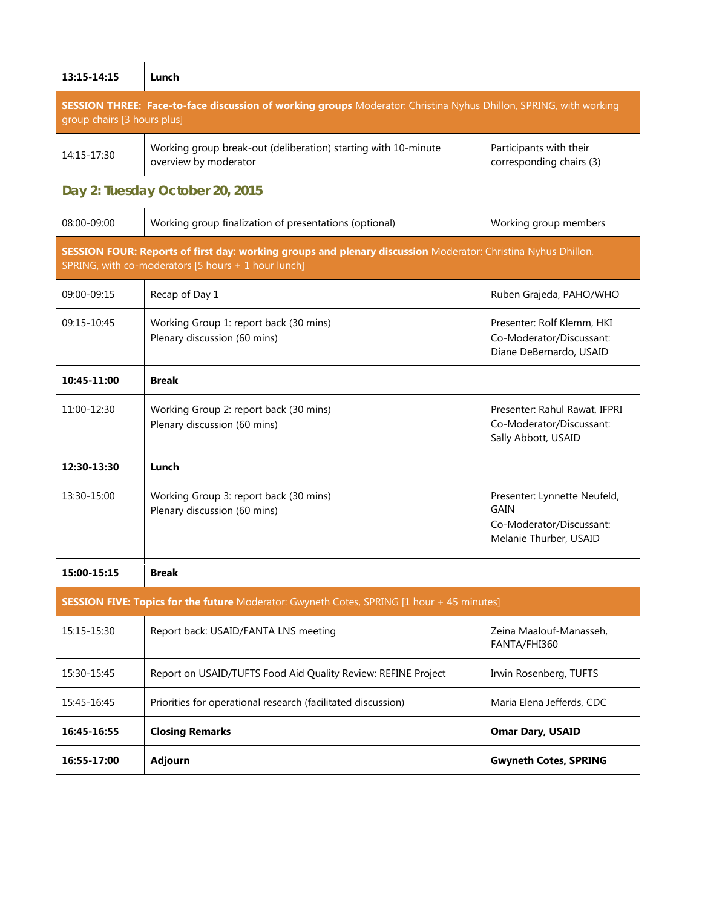| | | |
|---|---|---|
| **13:15-14:15** | **Lunch** | |
| **SESSION THREE: Face-to-face discussion of working groups** Moderator: Christina Nyhus Dhillon, SPRING, with working group chairs [3 hours plus] | | |
| 14:15-17:30 | Working group break-out (deliberation) starting with 10-minute overview by moderator | Participants with their corresponding chairs (3) |

## Day 2: Tuesday October 20, 2015

| | | |
|---|---|---|
| 08:00-09:00 | Working group finalization of presentations (optional) | Working group members |
| **SESSION FOUR: Reports of first day: working groups and plenary discussion** Moderator: Christina Nyhus Dhillon, SPRING, with co-moderators [5 hours + 1 hour lunch] | | |
| 09:00-09:15 | Recap of Day 1 | Ruben Grajeda, PAHO/WHO |
| 09:15-10:45 | Working Group 1: report back (30 mins)<br>Plenary discussion (60 mins) | Presenter: Rolf Klemm, HKI<br>Co-Moderator/Discussant: Diane DeBernardo, USAID |
| **10:45-11:00** | **Break** | |
| 11:00-12:30 | Working Group 2: report back (30 mins)<br>Plenary discussion (60 mins) | Presenter: Rahul Rawat, IFPRI<br>Co-Moderator/Discussant: Sally Abbott, USAID |
| **12:30-13:30** | **Lunch** | |
| 13:30-15:00 | Working Group 3: report back (30 mins)<br>Plenary discussion (60 mins) | Presenter: Lynnette Neufeld, GAIN<br>Co-Moderator/Discussant: Melanie Thurber, USAID |
| **15:00-15:15** | **Break** | |
| **SESSION FIVE: Topics for the future** Moderator: Gwyneth Cotes, SPRING [1 hour + 45 minutes] | | |
| 15:15-15:30 | Report back: USAID/FANTA LNS meeting | Zeina Maalouf-Manasseh, FANTA/FHI360 |
| 15:30-15:45 | Report on USAID/TUFTS Food Aid Quality Review: REFINE Project | Irwin Rosenberg, TUFTS |
| 15:45-16:45 | Priorities for operational research (facilitated discussion) | Maria Elena Jefferds, CDC |
| **16:45-16:55** | **Closing Remarks** | **Omar Dary, USAID** |
| **16:55-17:00** | **Adjourn** | **Gwyneth Cotes, SPRING** |